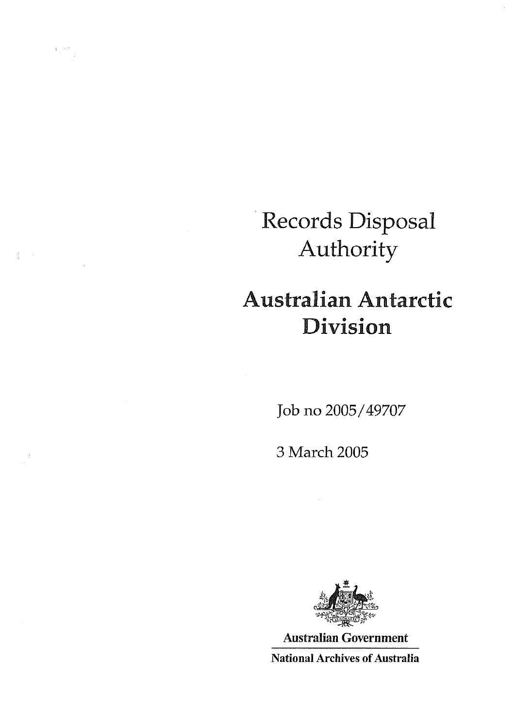# Records Disposal Authority

# Australian Antarctic Division

Job no 2005/49707

3 March 2005

**Australian Government**

**National Archives of Australia**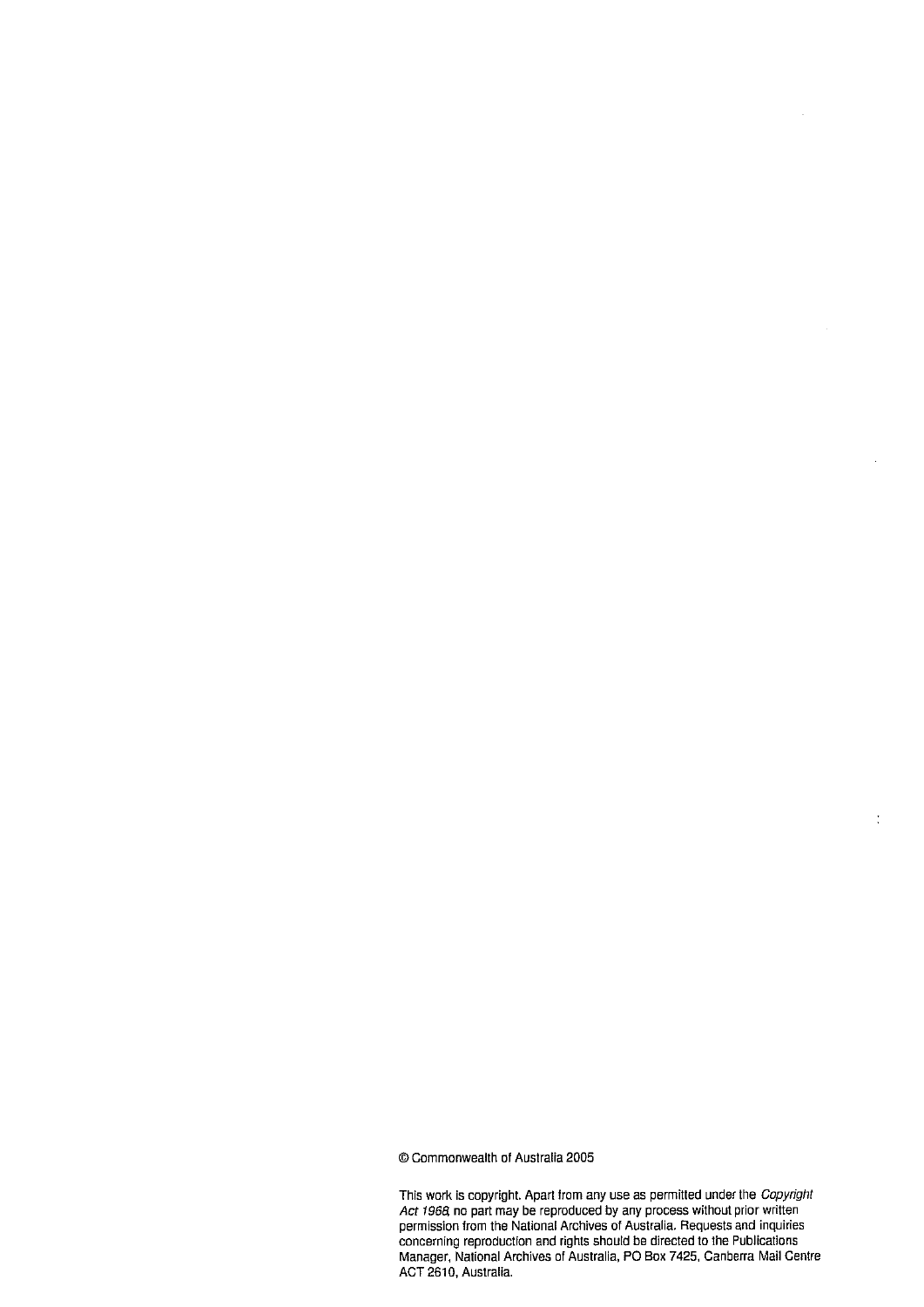© Commonwealth of Australia 2005

This work is copyright. Apart from any use as permitted under the *Copyright Act 1968*, no part may be reproduced by any process without prior written permission from the National Archives of Australia. Requests and inquiries concerning reproduction and rights should be directed to the Publications Manager, National Archives of Australia, PO Box 7425, Canberra Mail Centre ACT 2610, Australia.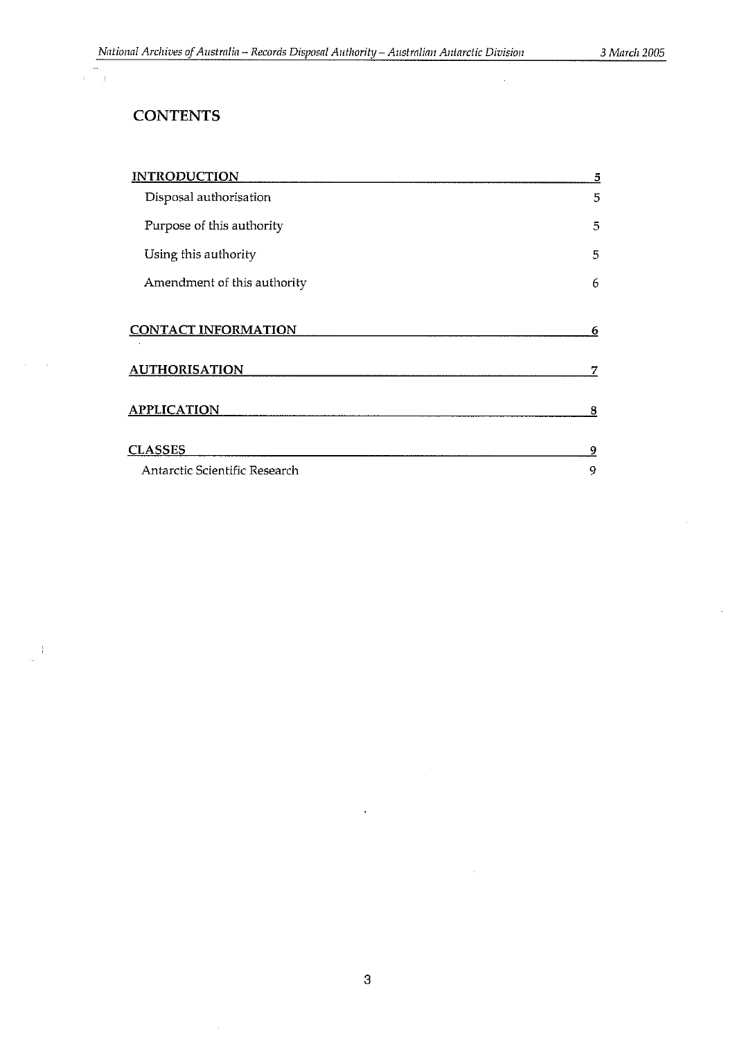# CONTENTS

| | |
|---|---|
| **INTRODUCTION** | **5** |
| Disposal authorisation | 5 |
| Purpose of this authority | 5 |
| Using this authority | 5 |
| Amendment of this authority | 6 |
| **CONTACT INFORMATION** | **6** |
| **AUTHORISATION** | **7** |
| **APPLICATION** | **8** |
| **CLASSES** | **9** |
| Antarctic Scientific Research | 9 |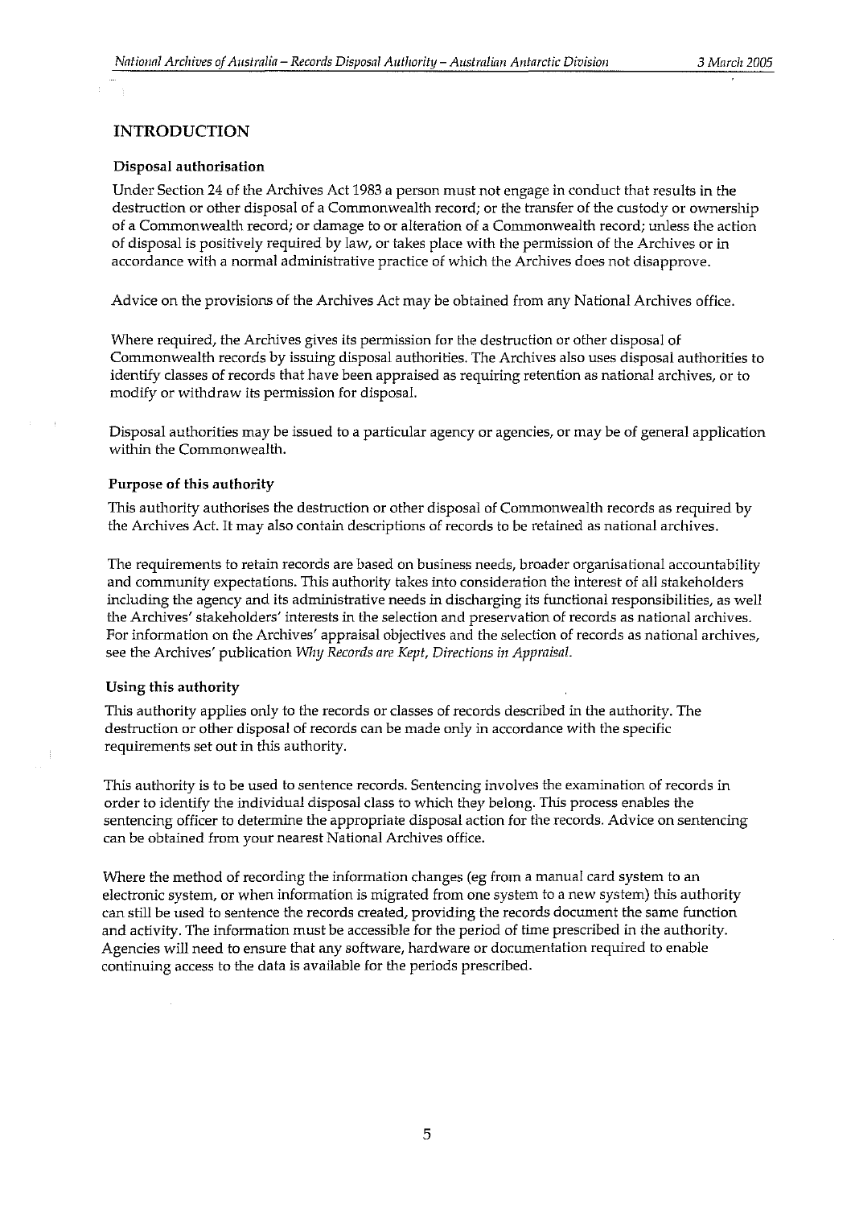## INTRODUCTION

### Disposal authorisation

Under Section 24 of the Archives Act 1983 a person must not engage in conduct that results in the destruction or other disposal of a Commonwealth record; or the transfer of the custody or ownership of a Commonwealth record; or damage to or alteration of a Commonwealth record; unless the action of disposal is positively required by law, or takes place with the permission of the Archives or in accordance with a normal administrative practice of which the Archives does not disapprove.

Advice on the provisions of the Archives Act may be obtained from any National Archives office.

Where required, the Archives gives its permission for the destruction or other disposal of Commonwealth records by issuing disposal authorities. The Archives also uses disposal authorities to identify classes of records that have been appraised as requiring retention as national archives, or to modify or withdraw its permission for disposal.

Disposal authorities may be issued to a particular agency or agencies, or may be of general application within the Commonwealth.

### Purpose of this authority

This authority authorises the destruction or other disposal of Commonwealth records as required by the Archives Act. It may also contain descriptions of records to be retained as national archives.

The requirements to retain records are based on business needs, broader organisational accountability and community expectations. This authority takes into consideration the interest of all stakeholders including the agency and its administrative needs in discharging its functional responsibilities, as well the Archives' stakeholders' interests in the selection and preservation of records as national archives. For information on the Archives' appraisal objectives and the selection of records as national archives, see the Archives' publication *Why Records are Kept, Directions in Appraisal.*

### Using this authority

This authority applies only to the records or classes of records described in the authority. The destruction or other disposal of records can be made only in accordance with the specific requirements set out in this authority.

This authority is to be used to sentence records. Sentencing involves the examination of records in order to identify the individual disposal class to which they belong. This process enables the sentencing officer to determine the appropriate disposal action for the records. Advice on sentencing can be obtained from your nearest National Archives office.

Where the method of recording the information changes (eg from a manual card system to an electronic system, or when information is migrated from one system to a new system) this authority can still be used to sentence the records created, providing the records document the same function and activity. The information must be accessible for the period of time prescribed in the authority. Agencies will need to ensure that any software, hardware or documentation required to enable continuing access to the data is available for the periods prescribed.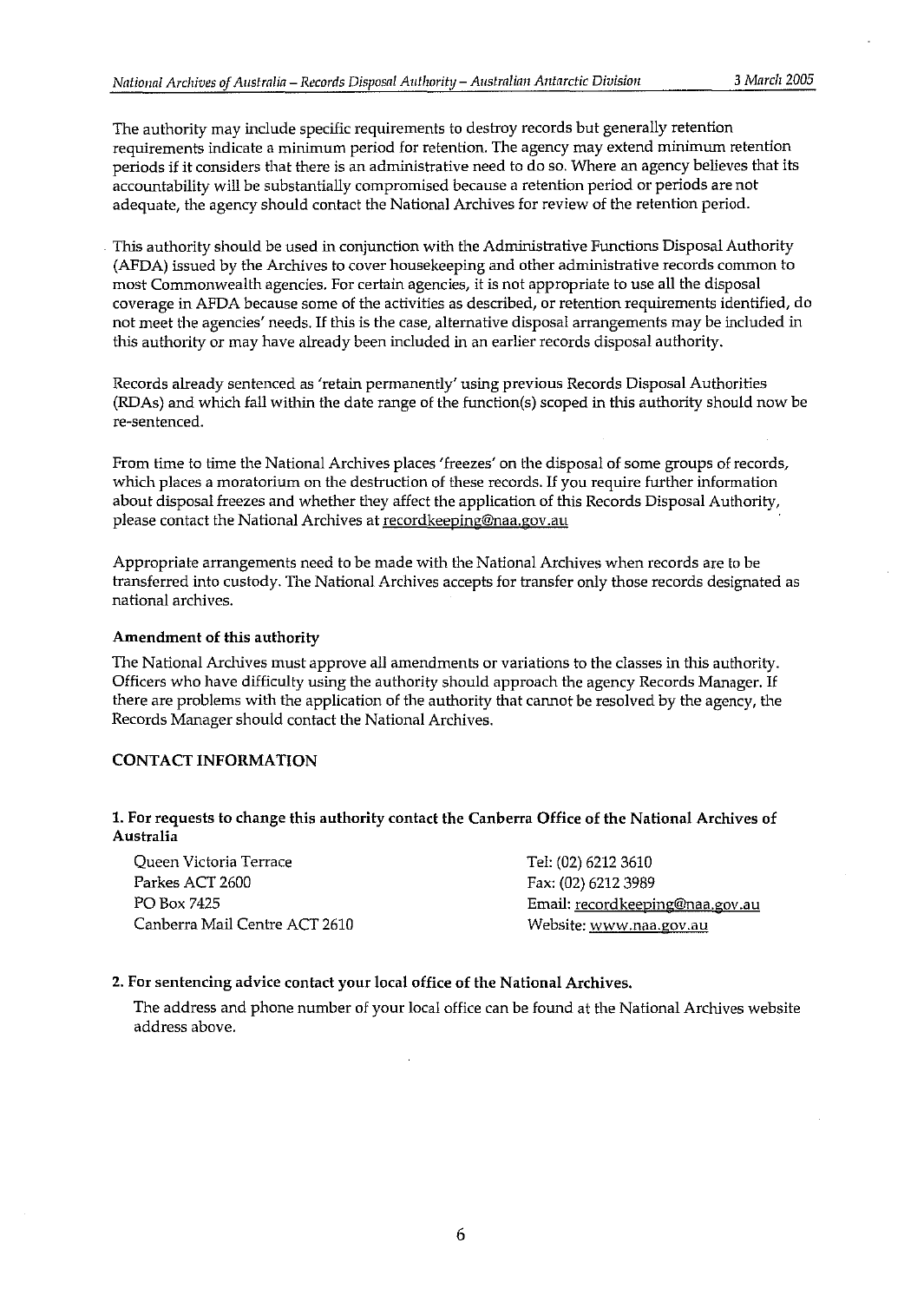The authority may include specific requirements to destroy records but generally retention requirements indicate a minimum period for retention. The agency may extend minimum retention periods if it considers that there is an administrative need to do so. Where an agency believes that its accountability will be substantially compromised because a retention period or periods are not adequate, the agency should contact the National Archives for review of the retention period.

This authority should be used in conjunction with the Administrative Functions Disposal Authority (AFDA) issued by the Archives to cover housekeeping and other administrative records common to most Commonwealth agencies. For certain agencies, it is not appropriate to use all the disposal coverage in AFDA because some of the activities as described, or retention requirements identified, do not meet the agencies' needs. If this is the case, alternative disposal arrangements may be included in this authority or may have already been included in an earlier records disposal authority.

Records already sentenced as 'retain permanently' using previous Records Disposal Authorities (RDAs) and which fall within the date range of the function(s) scoped in this authority should now be re-sentenced.

From time to time the National Archives places 'freezes' on the disposal of some groups of records, which places a moratorium on the destruction of these records. If you require further information about disposal freezes and whether they affect the application of this Records Disposal Authority, please contact the National Archives at recordkeeping@naa.gov.au

Appropriate arrangements need to be made with the National Archives when records are to be transferred into custody. The National Archives accepts for transfer only those records designated as national archives.

**Amendment of this authority**

The National Archives must approve all amendments or variations to the classes in this authority. Officers who have difficulty using the authority should approach the agency Records Manager. If there are problems with the application of the authority that cannot be resolved by the agency, the Records Manager should contact the National Archives.

## CONTACT INFORMATION

**1. For requests to change this authority contact the Canberra Office of the National Archives of Australia**

Queen Victoria Terrace
Parkes ACT 2600
PO Box 7425
Canberra Mail Centre ACT 2610

Tel: (02) 6212 3610
Fax: (02) 6212 3989
Email: recordkeeping@naa.gov.au
Website: www.naa.gov.au

**2. For sentencing advice contact your local office of the National Archives.**

The address and phone number of your local office can be found at the National Archives website address above.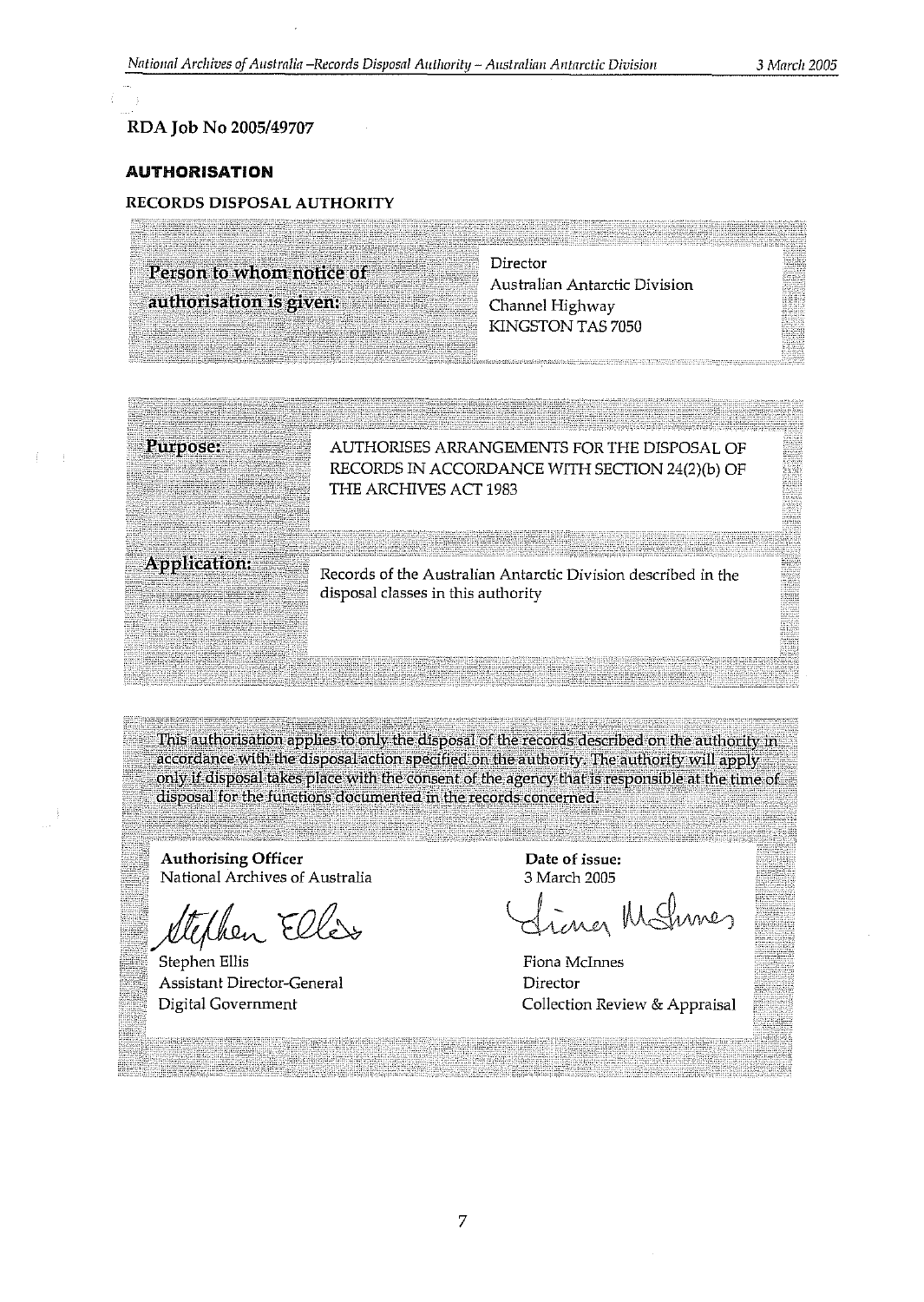RDA Job No 2005/49707

## AUTHORISATION

### RECORDS DISPOSAL AUTHORITY

| | |
|---|---|
| **Person to whom notice of authorisation is given:** | Director<br>Australian Antarctic Division<br>Channel Highway<br>KINGSTON TAS 7050 |

| | |
|---|---|
| **Purpose:** | AUTHORISES ARRANGEMENTS FOR THE DISPOSAL OF RECORDS IN ACCORDANCE WITH SECTION 24(2)(b) OF THE ARCHIVES ACT 1983 |
| **Application:** | Records of the Australian Antarctic Division described in the disposal classes in this authority |

This authorisation applies to only the disposal of the records described on the authority in accordance with the disposal action specified on the authority. The authority will apply only if disposal takes place with the consent of the agency that is responsible at the time of disposal for the functions documented in the records concerned.

| | |
|---|---|
| **Authorising Officer**<br>National Archives of Australia | **Date of issue:**<br>3 March 2005 |
| Stephen Ellis<br>Assistant Director-General<br>Digital Government | Fiona McInnes<br>Director<br>Collection Review & Appraisal |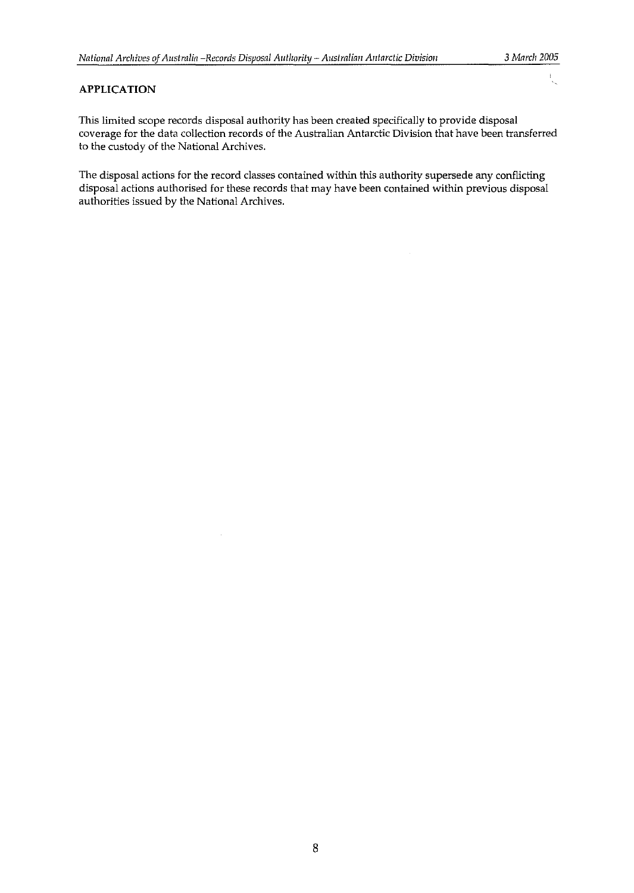## APPLICATION

This limited scope records disposal authority has been created specifically to provide disposal coverage for the data collection records of the Australian Antarctic Division that have been transferred to the custody of the National Archives.

The disposal actions for the record classes contained within this authority supersede any conflicting disposal actions authorised for these records that may have been contained within previous disposal authorities issued by the National Archives.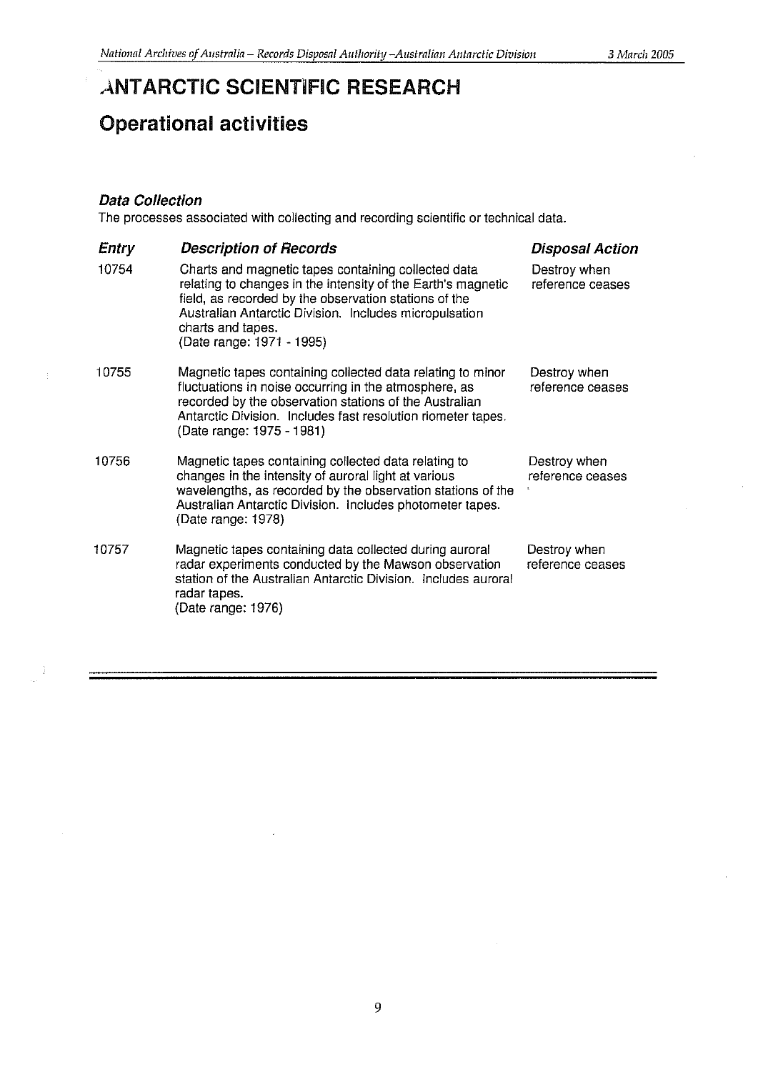# ANTARCTIC SCIENTIFIC RESEARCH

## Operational activities

### *Data Collection*

The processes associated with collecting and recording scientific or technical data.

| *Entry* | *Description of Records* | *Disposal Action* |
|---|---|---|
| 10754 | Charts and magnetic tapes containing collected data relating to changes in the intensity of the Earth's magnetic field, as recorded by the observation stations of the Australian Antarctic Division. Includes micropulsation charts and tapes.<br>(Date range: 1971 - 1995) | Destroy when reference ceases |
| 10755 | Magnetic tapes containing collected data relating to minor fluctuations in noise occurring in the atmosphere, as recorded by the observation stations of the Australian Antarctic Division. Includes fast resolution riometer tapes.<br>(Date range: 1975 - 1981) | Destroy when reference ceases |
| 10756 | Magnetic tapes containing collected data relating to changes in the intensity of auroral light at various wavelengths, as recorded by the observation stations of the Australian Antarctic Division. Includes photometer tapes.<br>(Date range: 1978) | Destroy when reference ceases |
| 10757 | Magnetic tapes containing data collected during auroral radar experiments conducted by the Mawson observation station of the Australian Antarctic Division. Includes auroral radar tapes.<br>(Date range: 1976) | Destroy when reference ceases |